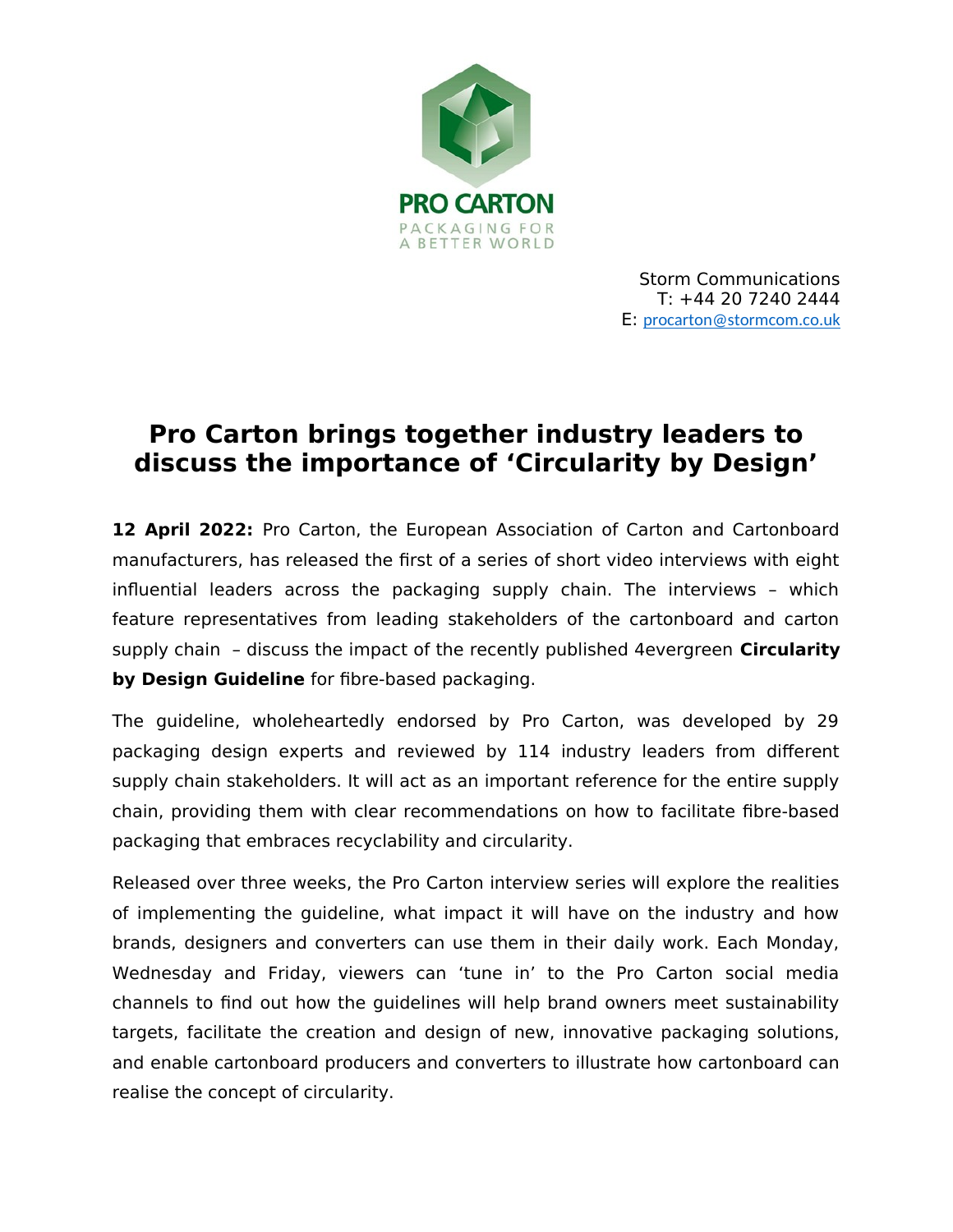PRO CARTON
PACKAGING FOR
A BETTER WORLD

Storm Communications
T: +44 20 7240 2444
E: procarton@stormcom.co.uk

# Pro Carton brings together industry leaders to discuss the importance of 'Circularity by Design'

**12 April 2022:** Pro Carton, the European Association of Carton and Cartonboard manufacturers, has released the first of a series of short video interviews with eight influential leaders across the packaging supply chain. The interviews – which feature representatives from leading stakeholders of the cartonboard and carton supply chain – discuss the impact of the recently published 4evergreen **Circularity by Design Guideline** for fibre-based packaging.

The guideline, wholeheartedly endorsed by Pro Carton, was developed by 29 packaging design experts and reviewed by 114 industry leaders from different supply chain stakeholders. It will act as an important reference for the entire supply chain, providing them with clear recommendations on how to facilitate fibre-based packaging that embraces recyclability and circularity.

Released over three weeks, the Pro Carton interview series will explore the realities of implementing the guideline, what impact it will have on the industry and how brands, designers and converters can use them in their daily work. Each Monday, Wednesday and Friday, viewers can 'tune in' to the Pro Carton social media channels to find out how the guidelines will help brand owners meet sustainability targets, facilitate the creation and design of new, innovative packaging solutions, and enable cartonboard producers and converters to illustrate how cartonboard can realise the concept of circularity.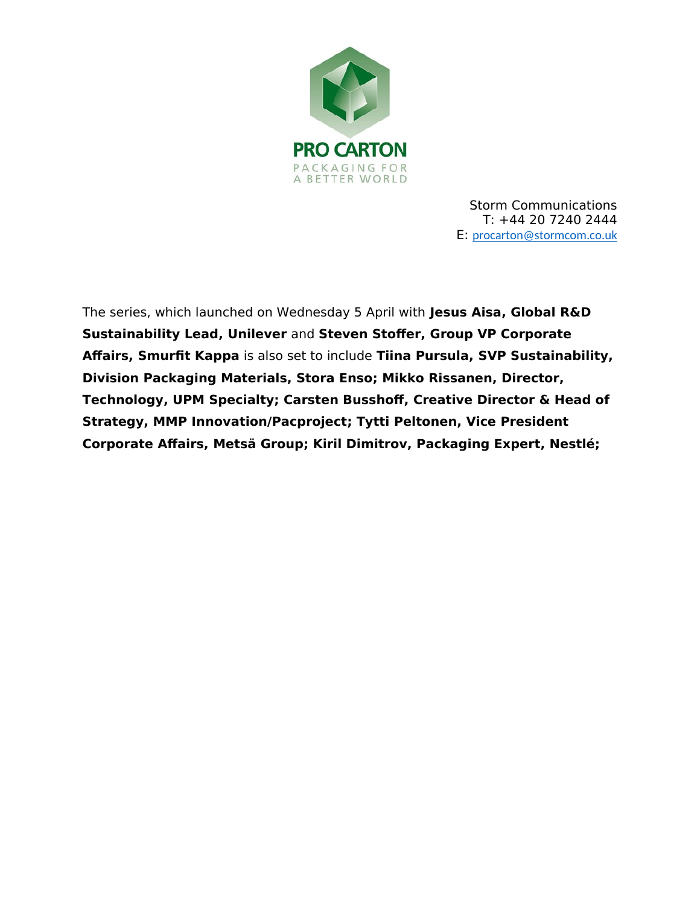Storm Communications
T: +44 20 7240 2444
E: procarton@stormcom.co.uk

The series, which launched on Wednesday 5 April with **Jesus Aisa, Global R&D Sustainability Lead, Unilever** and **Steven Stoffer, Group VP Corporate Affairs, Smurfit Kappa** is also set to include **Tiina Pursula, SVP Sustainability, Division Packaging Materials, Stora Enso; Mikko Rissanen, Director, Technology, UPM Specialty; Carsten Busshoff, Creative Director & Head of Strategy, MMP Innovation/Pacproject; Tytti Peltonen, Vice President Corporate Affairs, Metsä Group; Kiril Dimitrov, Packaging Expert, Nestlé;**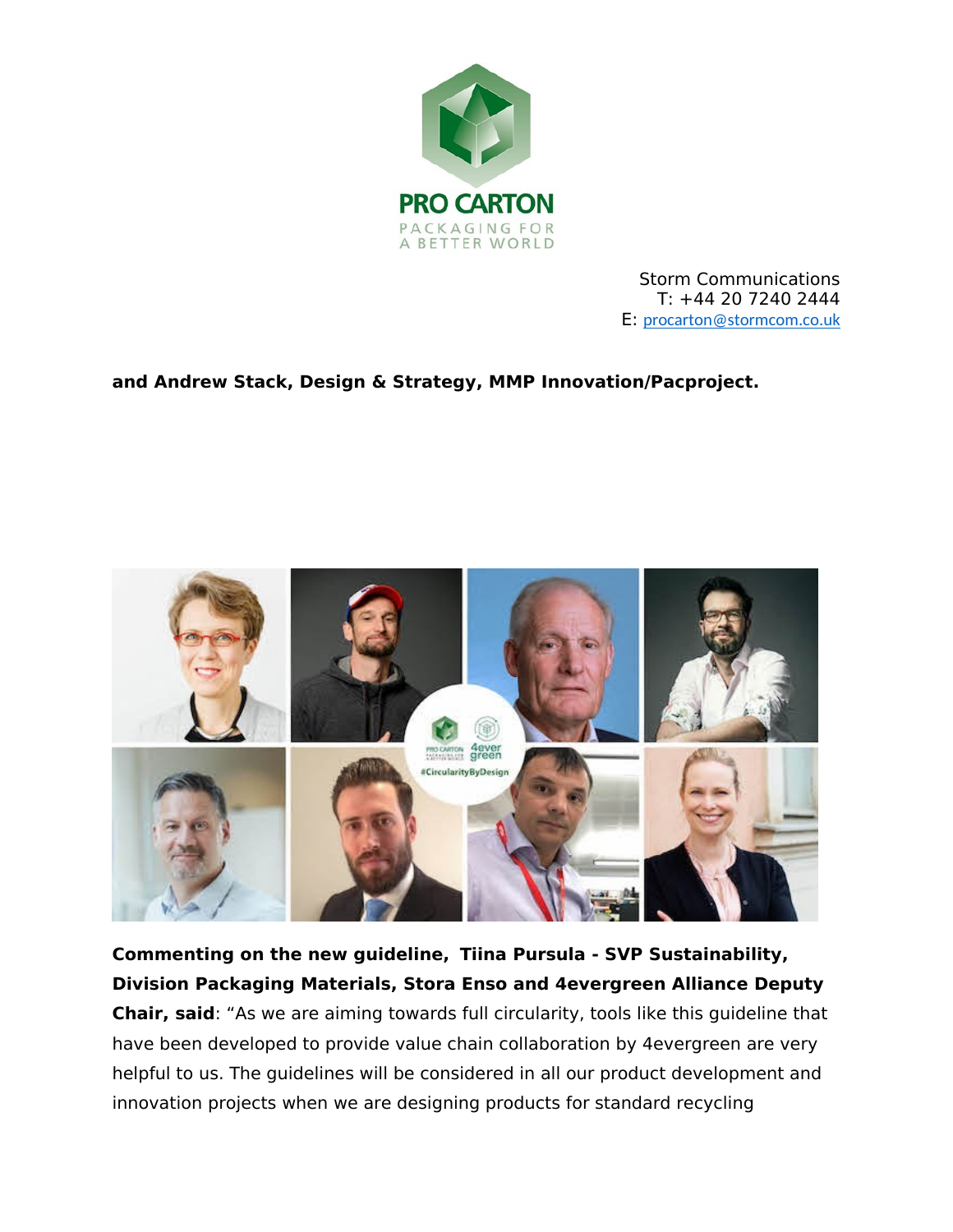Storm Communications
T: +44 20 7240 2444
E: procarton@stormcom.co.uk

**and Andrew Stack, Design & Strategy, MMP Innovation/Pacproject.**

**Commenting on the new guideline, Tiina Pursula - SVP Sustainability, Division Packaging Materials, Stora Enso and 4evergreen Alliance Deputy Chair, said**: "As we are aiming towards full circularity, tools like this guideline that have been developed to provide value chain collaboration by 4evergreen are very helpful to us. The guidelines will be considered in all our product development and innovation projects when we are designing products for standard recycling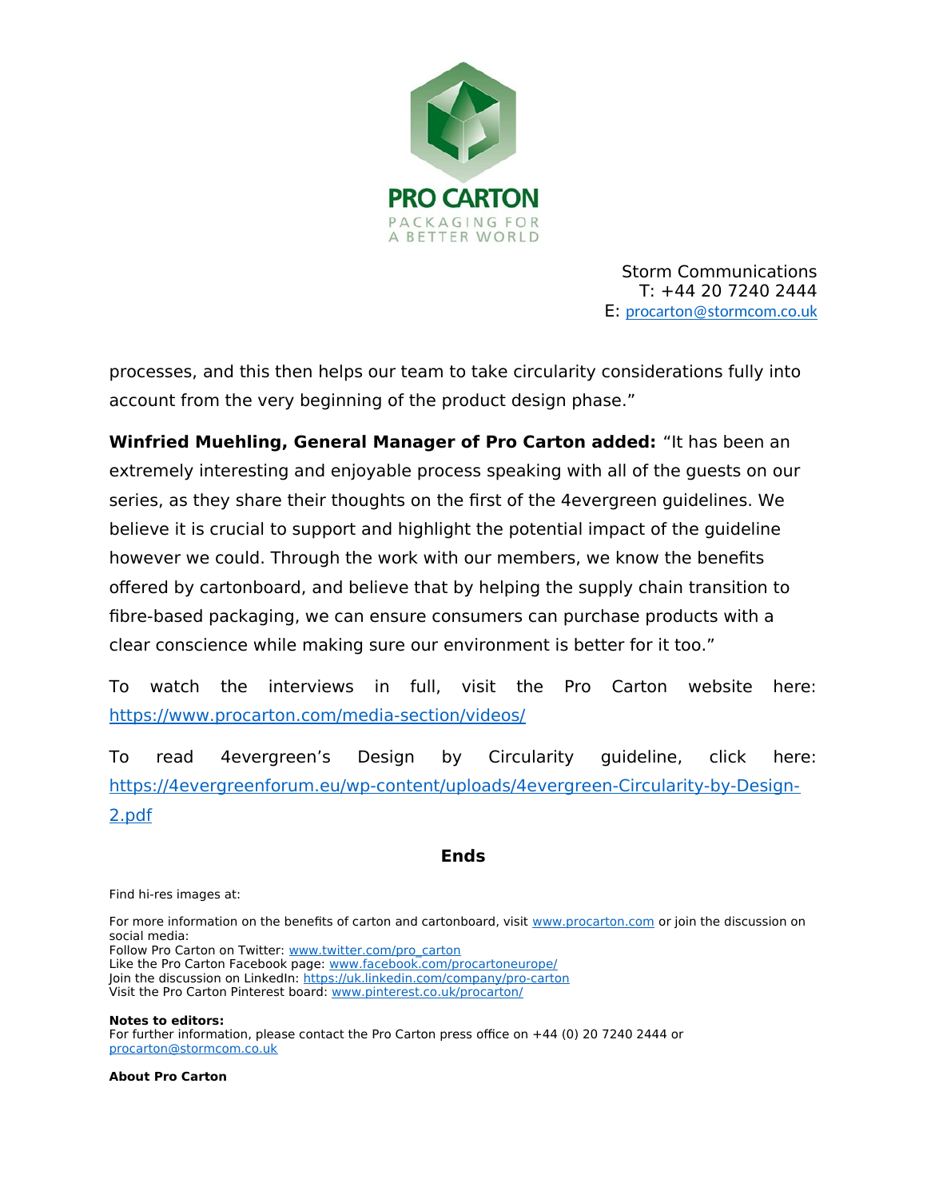Storm Communications
T: +44 20 7240 2444
E: procarton@stormcom.co.uk

processes, and this then helps our team to take circularity considerations fully into account from the very beginning of the product design phase."

**Winfried Muehling, General Manager of Pro Carton added:** "It has been an extremely interesting and enjoyable process speaking with all of the guests on our series, as they share their thoughts on the first of the 4evergreen guidelines. We believe it is crucial to support and highlight the potential impact of the guideline however we could. Through the work with our members, we know the benefits offered by cartonboard, and believe that by helping the supply chain transition to fibre-based packaging, we can ensure consumers can purchase products with a clear conscience while making sure our environment is better for it too."

To watch the interviews in full, visit the Pro Carton website here: https://www.procarton.com/media-section/videos/

To read 4evergreen's Design by Circularity guideline, click here: https://4evergreenforum.eu/wp-content/uploads/4evergreen-Circularity-by-Design-2.pdf

**Ends**

Find hi-res images at:

For more information on the benefits of carton and cartonboard, visit www.procarton.com or join the discussion on social media:
Follow Pro Carton on Twitter: www.twitter.com/pro_carton
Like the Pro Carton Facebook page: www.facebook.com/procartoneurope/
Join the discussion on LinkedIn: https://uk.linkedin.com/company/pro-carton
Visit the Pro Carton Pinterest board: www.pinterest.co.uk/procarton/

**Notes to editors:**
For further information, please contact the Pro Carton press office on +44 (0) 20 7240 2444 or procarton@stormcom.co.uk

**About Pro Carton**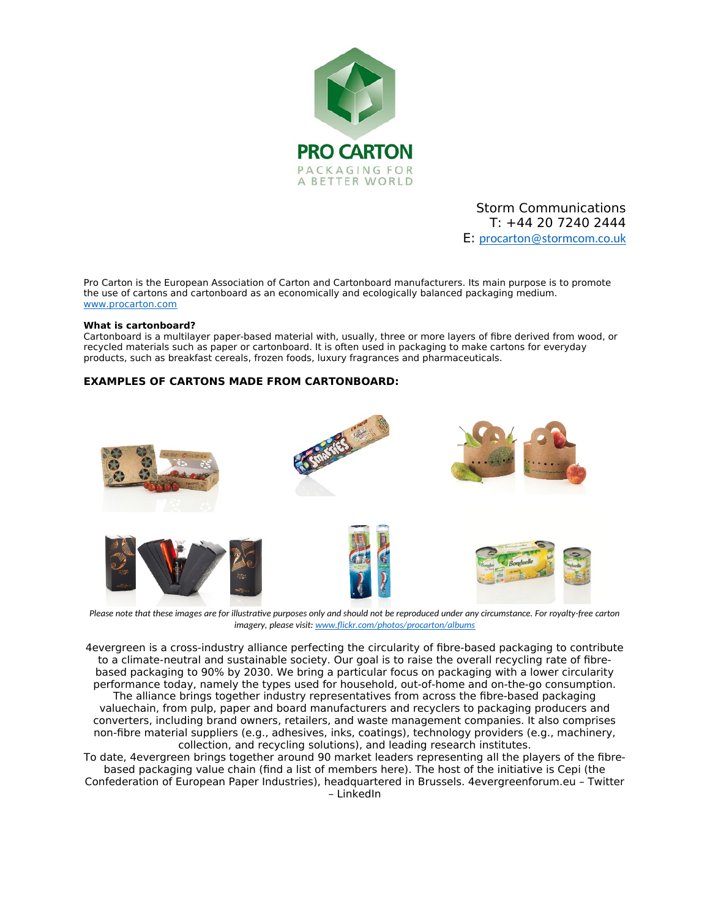PRO CARTON

PACKAGING FOR A BETTER WORLD

Storm Communications
T: +44 20 7240 2444
E: procarton@stormcom.co.uk

Pro Carton is the European Association of Carton and Cartonboard manufacturers. Its main purpose is to promote the use of cartons and cartonboard as an economically and ecologically balanced packaging medium. www.procarton.com

**What is cartonboard?**
Cartonboard is a multilayer paper-based material with, usually, three or more layers of fibre derived from wood, or recycled materials such as paper or cartonboard. It is often used in packaging to make cartons for everyday products, such as breakfast cereals, frozen foods, luxury fragrances and pharmaceuticals.

**EXAMPLES OF CARTONS MADE FROM CARTONBOARD:**

*Please note that these images are for illustrative purposes only and should not be reproduced under any circumstance. For royalty-free carton imagery, please visit: www.flickr.com/photos/procarton/albums*

4evergreen is a cross-industry alliance perfecting the circularity of fibre-based packaging to contribute to a climate-neutral and sustainable society. Our goal is to raise the overall recycling rate of fibre-based packaging to 90% by 2030. We bring a particular focus on packaging with a lower circularity performance today, namely the types used for household, out-of-home and on-the-go consumption. The alliance brings together industry representatives from across the fibre-based packaging valuechain, from pulp, paper and board manufacturers and recyclers to packaging producers and converters, including brand owners, retailers, and waste management companies. It also comprises non-fibre material suppliers (e.g., adhesives, inks, coatings), technology providers (e.g., machinery, collection, and recycling solutions), and leading research institutes.
To date, 4evergreen brings together around 90 market leaders representing all the players of the fibre-based packaging value chain (find a list of members here). The host of the initiative is Cepi (the Confederation of European Paper Industries), headquartered in Brussels. 4evergreenforum.eu – Twitter – LinkedIn